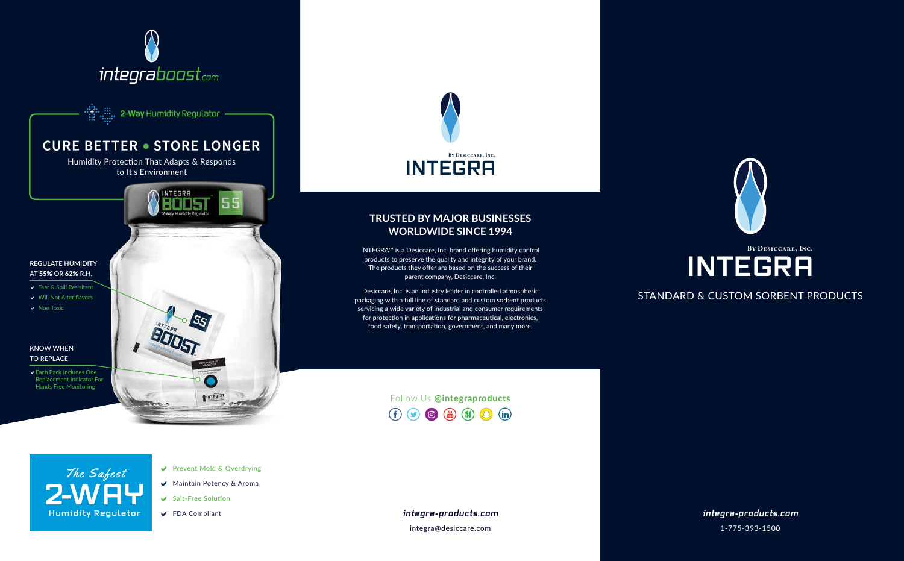integraboost.com

2-Way Humidity Regulator

## CURE BETTER • STORE LONGER

Humidity Protection That Adapts & Responds to It's Environment

INTEGRA BOOST 55 2-Way Humidity Regulator

REGULATE HUMIDITY AT **55%** OR **62%** R.H.

- Tear & Spill Resisitant
- Will Not Alter flavors
- Non Toxic

KNOW WHEN TO REPLACE

- Each Pack Includes One Replacement Indicator For Hands Free Monitoring

*The Safest* **2-WAY** Humidity Regulator

- Prevent Mold & Overdrying
- Maintain Potency & Aroma
- Salt-Free Solution
- FDA Compliant

By Desiccare, Inc.
INTEGRA

## TRUSTED BY MAJOR BUSINESSES WORLDWIDE SINCE 1994

INTEGRA™ is a Desiccare, Inc. brand offering humidity control products to preserve the quality and integrity of your brand. The products they offer are based on the success of their parent company, Desiccare, Inc.

Desiccare, Inc. is an industry leader in controlled atmospheric packaging with a full line of standard and custom sorbent products servicing a wide variety of industrial and consumer requirements for protection in applications for pharmaceutical, electronics, food safety, transportation, government, and many more.

Follow Us **@integraproducts**

***integra-products.com***

integra@desiccare.com

By Desiccare, Inc.
# INTEGRA

STANDARD & CUSTOM SORBENT PRODUCTS

***integra-products.com***

1-775-393-1500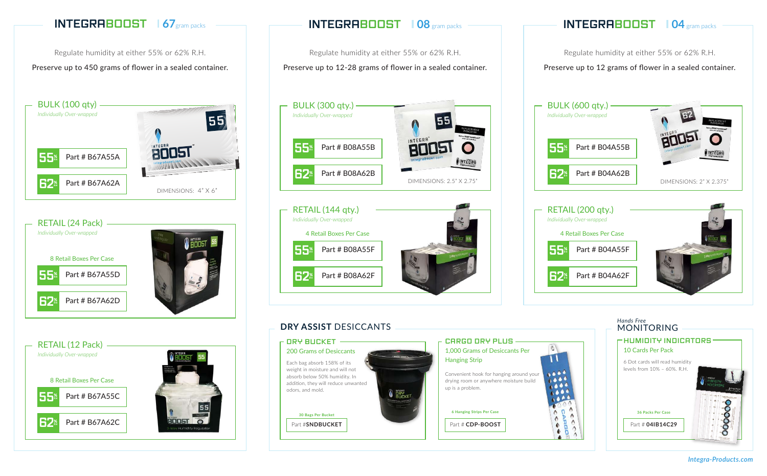## INTEGRABOOST | 67 gram packs

Regulate humidity at either 55% or 62% R.H.

Preserve up to 450 grams of flower in a sealed container.

### BULK (100 qty)

*Individually Over-wrapped*

| | |
|---|---|
| 55% | Part # B67A55A |
| 62% | Part # B67A62A |

DIMENSIONS: 4" X 6"

### RETAIL (24 Pack)

*Individually Over-wrapped*

8 Retail Boxes Per Case

| | |
|---|---|
| 55% | Part # B67A55D |
| 62% | Part # B67A62D |

### RETAIL (12 Pack)

*Individually Over-wrapped*

8 Retail Boxes Per Case

| | |
|---|---|
| 55% | Part # B67A55C |
| 62% | Part # B67A62C |

## INTEGRABOOST | 08 gram packs

Regulate humidity at either 55% or 62% R.H.

Preserve up to 12-28 grams of flower in a sealed container.

### BULK (300 qty.)

*Individually Over-wrapped*

| | |
|---|---|
| 55% | Part # B08A55B |
| 62% | Part # B08A62B |

DIMENSIONS: 2.5" X 2.75"

### RETAIL (144 qty.)

*Individually Over-wrapped*

4 Retail Boxes Per Case

| | |
|---|---|
| 55% | Part # B08A55F |
| 62% | Part # B08A62F |

## INTEGRABOOST | 04 gram packs

Regulate humidity at either 55% or 62% R.H.

Preserve up to 12 grams of flower in a sealed container.

### BULK (600 qty.)

*Individually Over-wrapped*

| | |
|---|---|
| 55% | Part # B04A55B |
| 62% | Part # B04A62B |

DIMENSIONS: 2" X 2.375"

### RETAIL (200 qty.)

*Individually Over-wrapped*

4 Retail Boxes Per Case

| | |
|---|---|
| 55% | Part # B04A55F |
| 62% | Part # B04A62F |

## DRY ASSIST DESICCANTS

### DRY BUCKET

200 Grams of Desiccants

Each bag absorb 158% of its weight in moisture and will not absorb below 50% humidity. In addition, they will reduce unwanted odors, and mold.

30 Bags Per Bucket

Part #**SNDBUCKET**

### CARGO DRY PLUS

1,000 Grams of Desiccants Per Hanging Strip

Convenient hook for hanging around your drying room or anywhere moisture build up is a problem.

6 Hanging Strips Per Case

Part # **CDP-BOOST**

## *Hands Free* MONITORING

### HUMIDITY INDICATORS

10 Cards Per Pack

6 Dot cards will read humidity levels from 10% – 60%. R.H.

36 Packs Per Case

Part # **041B14C29**

*Integra-Products.com*